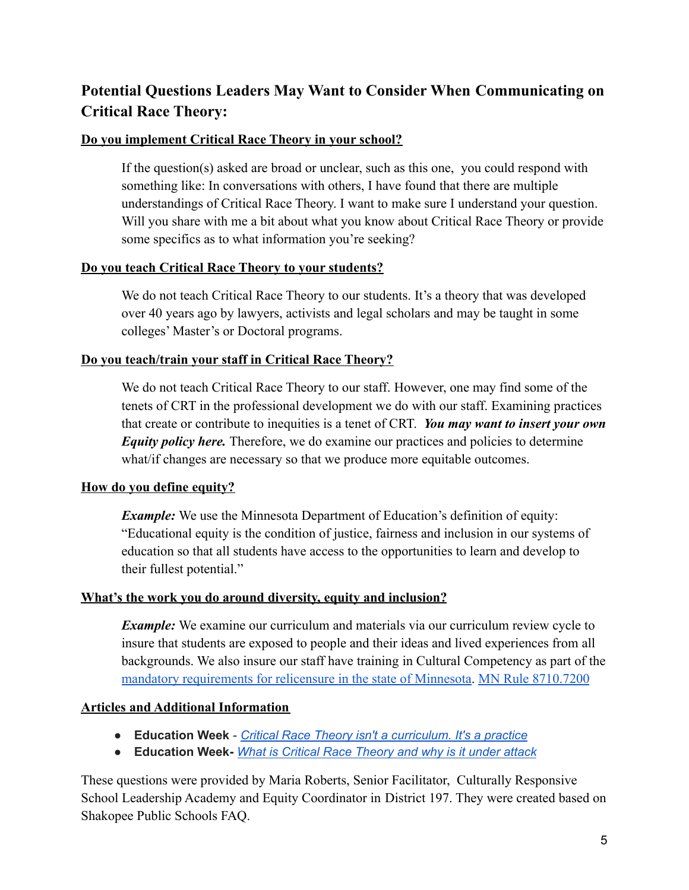## Potential Questions Leaders May Want to Consider When Communicating on Critical Race Theory:

### Do you implement Critical Race Theory in your school?

If the question(s) asked are broad or unclear, such as this one, you could respond with something like: In conversations with others, I have found that there are multiple understandings of Critical Race Theory. I want to make sure I understand your question. Will you share with me a bit about what you know about Critical Race Theory or provide some specifics as to what information you're seeking?

### Do you teach Critical Race Theory to your students?

We do not teach Critical Race Theory to our students. It's a theory that was developed over 40 years ago by lawyers, activists and legal scholars and may be taught in some colleges' Master's or Doctoral programs.

### Do you teach/train your staff in Critical Race Theory?

We do not teach Critical Race Theory to our staff. However, one may find some of the tenets of CRT in the professional development we do with our staff. Examining practices that create or contribute to inequities is a tenet of CRT. ***You may want to insert your own Equity policy here.*** Therefore, we do examine our practices and policies to determine what/if changes are necessary so that we produce more equitable outcomes.

### How do you define equity?

***Example:*** We use the Minnesota Department of Education's definition of equity: "Educational equity is the condition of justice, fairness and inclusion in our systems of education so that all students have access to the opportunities to learn and develop to their fullest potential."

### What's the work you do around diversity, equity and inclusion?

***Example:*** We examine our curriculum and materials via our curriculum review cycle to insure that students are exposed to people and their ideas and lived experiences from all backgrounds. We also insure our staff have training in Cultural Competency as part of the mandatory requirements for relicensure in the state of Minnesota. MN Rule 8710.7200

### Articles and Additional Information

- **Education Week** - *Critical Race Theory isn't a curriculum. It's a practice*
- **Education Week-** *What is Critical Race Theory and why is it under attack*

These questions were provided by Maria Roberts, Senior Facilitator, Culturally Responsive School Leadership Academy and Equity Coordinator in District 197. They were created based on Shakopee Public Schools FAQ.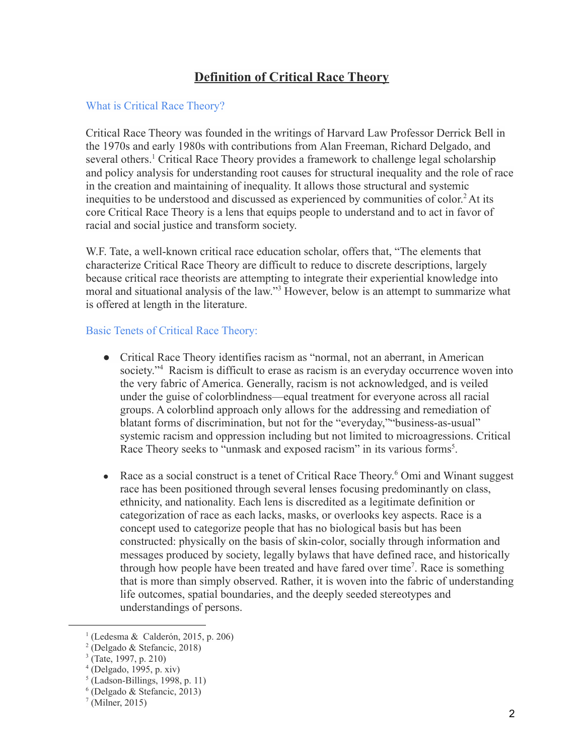# Definition of Critical Race Theory

## What is Critical Race Theory?

Critical Race Theory was founded in the writings of Harvard Law Professor Derrick Bell in the 1970s and early 1980s with contributions from Alan Freeman, Richard Delgado, and several others.[1] Critical Race Theory provides a framework to challenge legal scholarship and policy analysis for understanding root causes for structural inequality and the role of race in the creation and maintaining of inequality. It allows those structural and systemic inequities to be understood and discussed as experienced by communities of color.[2] At its core Critical Race Theory is a lens that equips people to understand and to act in favor of racial and social justice and transform society.

W.F. Tate, a well-known critical race education scholar, offers that, "The elements that characterize Critical Race Theory are difficult to reduce to discrete descriptions, largely because critical race theorists are attempting to integrate their experiential knowledge into moral and situational analysis of the law."[3] However, below is an attempt to summarize what is offered at length in the literature.

## Basic Tenets of Critical Race Theory:

- Critical Race Theory identifies racism as "normal, not an aberrant, in American society."[4] Racism is difficult to erase as racism is an everyday occurrence woven into the very fabric of America. Generally, racism is not acknowledged, and is veiled under the guise of colorblindness—equal treatment for everyone across all racial groups. A colorblind approach only allows for the addressing and remediation of blatant forms of discrimination, but not for the "everyday,""business-as-usual" systemic racism and oppression including but not limited to microagressions. Critical Race Theory seeks to "unmask and exposed racism" in its various forms[5].

- Race as a social construct is a tenet of Critical Race Theory.[6] Omi and Winant suggest race has been positioned through several lenses focusing predominantly on class, ethnicity, and nationality. Each lens is discredited as a legitimate definition or categorization of race as each lacks, masks, or overlooks key aspects. Race is a concept used to categorize people that has no biological basis but has been constructed: physically on the basis of skin-color, socially through information and messages produced by society, legally bylaws that have defined race, and historically through how people have been treated and have fared over time[7]. Race is something that is more than simply observed. Rather, it is woven into the fabric of understanding life outcomes, spatial boundaries, and the deeply seeded stereotypes and understandings of persons.

---

[1] (Ledesma & Calderón, 2015, p. 206)
[2] (Delgado & Stefancic, 2018)
[3] (Tate, 1997, p. 210)
[4] (Delgado, 1995, p. xiv)
[5] (Ladson-Billings, 1998, p. 11)
[6] (Delgado & Stefancic, 2013)
[7] (Milner, 2015)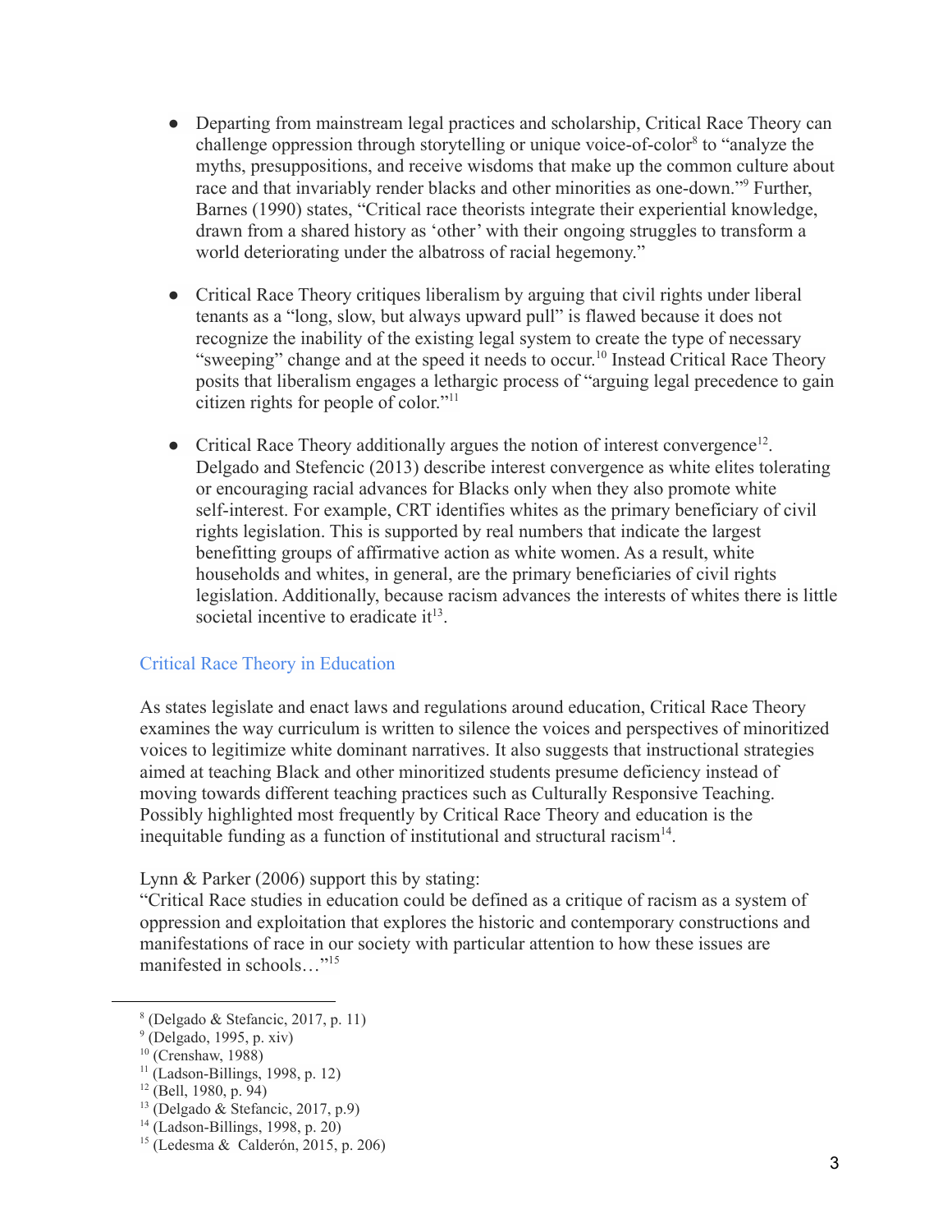- Departing from mainstream legal practices and scholarship, Critical Race Theory can challenge oppression through storytelling or unique voice-of-color[8] to "analyze the myths, presuppositions, and receive wisdoms that make up the common culture about race and that invariably render blacks and other minorities as one-down."[9] Further, Barnes (1990) states, "Critical race theorists integrate their experiential knowledge, drawn from a shared history as 'other' with their ongoing struggles to transform a world deteriorating under the albatross of racial hegemony."

- Critical Race Theory critiques liberalism by arguing that civil rights under liberal tenants as a "long, slow, but always upward pull" is flawed because it does not recognize the inability of the existing legal system to create the type of necessary "sweeping" change and at the speed it needs to occur.[10] Instead Critical Race Theory posits that liberalism engages a lethargic process of "arguing legal precedence to gain citizen rights for people of color."[11]

- Critical Race Theory additionally argues the notion of interest convergence[12]. Delgado and Stefencic (2013) describe interest convergence as white elites tolerating or encouraging racial advances for Blacks only when they also promote white self-interest. For example, CRT identifies whites as the primary beneficiary of civil rights legislation. This is supported by real numbers that indicate the largest benefitting groups of affirmative action as white women. As a result, white households and whites, in general, are the primary beneficiaries of civil rights legislation. Additionally, because racism advances the interests of whites there is little societal incentive to eradicate it[13].

## Critical Race Theory in Education

As states legislate and enact laws and regulations around education, Critical Race Theory examines the way curriculum is written to silence the voices and perspectives of minoritized voices to legitimize white dominant narratives. It also suggests that instructional strategies aimed at teaching Black and other minoritized students presume deficiency instead of moving towards different teaching practices such as Culturally Responsive Teaching. Possibly highlighted most frequently by Critical Race Theory and education is the inequitable funding as a function of institutional and structural racism[14].

Lynn & Parker (2006) support this by stating:
"Critical Race studies in education could be defined as a critique of racism as a system of oppression and exploitation that explores the historic and contemporary constructions and manifestations of race in our society with particular attention to how these issues are manifested in schools…"[15]

---

[8] (Delgado & Stefancic, 2017, p. 11)
[9] (Delgado, 1995, p. xiv)
[10] (Crenshaw, 1988)
[11] (Ladson-Billings, 1998, p. 12)
[12] (Bell, 1980, p. 94)
[13] (Delgado & Stefancic, 2017, p.9)
[14] (Ladson-Billings, 1998, p. 20)
[15] (Ledesma & Calderón, 2015, p. 206)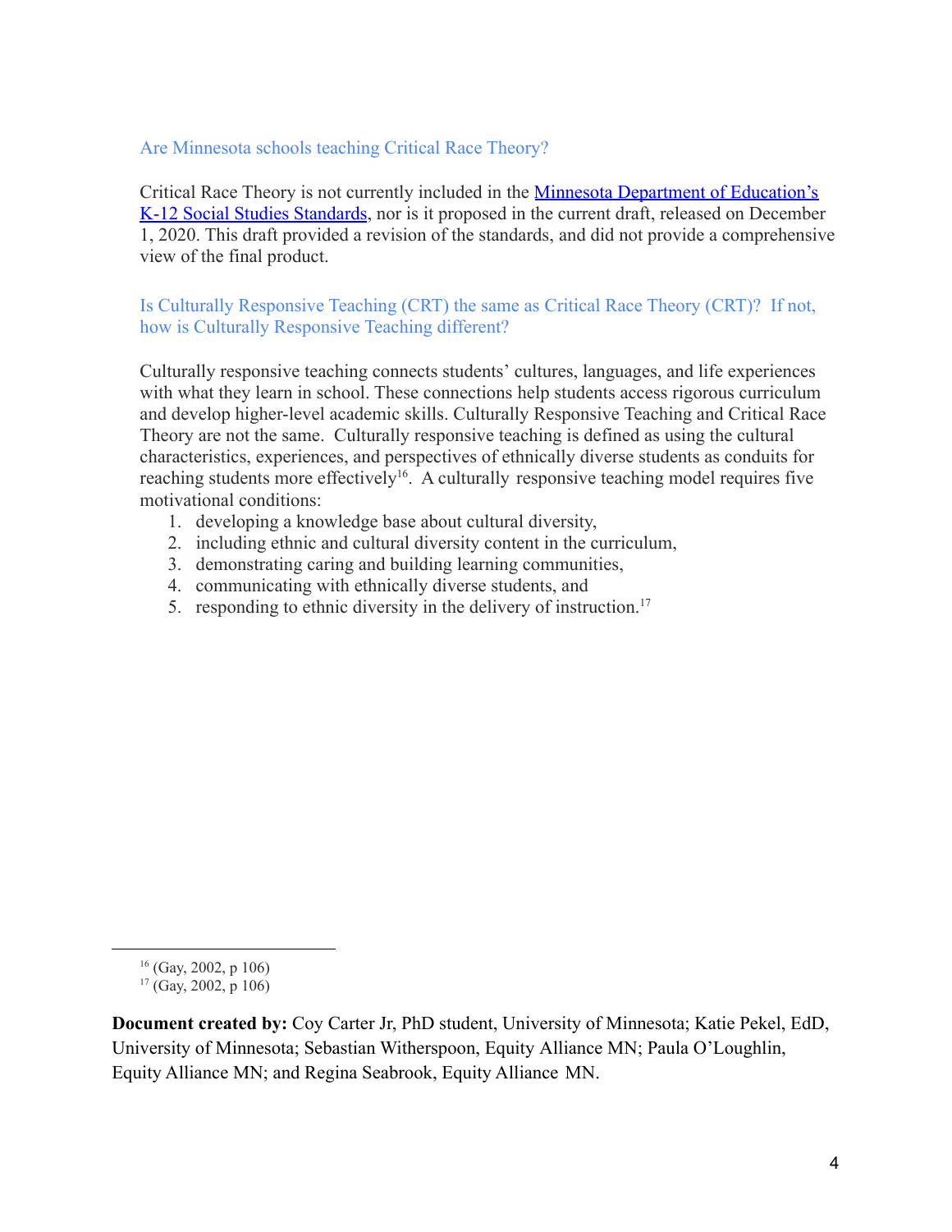### Are Minnesota schools teaching Critical Race Theory?

Critical Race Theory is not currently included in the [Minnesota Department of Education's K-12 Social Studies Standards](), nor is it proposed in the current draft, released on December 1, 2020. This draft provided a revision of the standards, and did not provide a comprehensive view of the final product.

### Is Culturally Responsive Teaching (CRT) the same as Critical Race Theory (CRT)? If not, how is Culturally Responsive Teaching different?

Culturally responsive teaching connects students' cultures, languages, and life experiences with what they learn in school. These connections help students access rigorous curriculum and develop higher-level academic skills. Culturally Responsive Teaching and Critical Race Theory are not the same. Culturally responsive teaching is defined as using the cultural characteristics, experiences, and perspectives of ethnically diverse students as conduits for reaching students more effectively[16]. A culturally responsive teaching model requires five motivational conditions:

1. developing a knowledge base about cultural diversity,
2. including ethnic and cultural diversity content in the curriculum,
3. demonstrating caring and building learning communities,
4. communicating with ethnically diverse students, and
5. responding to ethnic diversity in the delivery of instruction.[17]

---

[16] (Gay, 2002, p 106)
[17] (Gay, 2002, p 106)

**Document created by:** Coy Carter Jr, PhD student, University of Minnesota; Katie Pekel, EdD, University of Minnesota; Sebastian Witherspoon, Equity Alliance MN; Paula O'Loughlin, Equity Alliance MN; and Regina Seabrook, Equity Alliance MN.